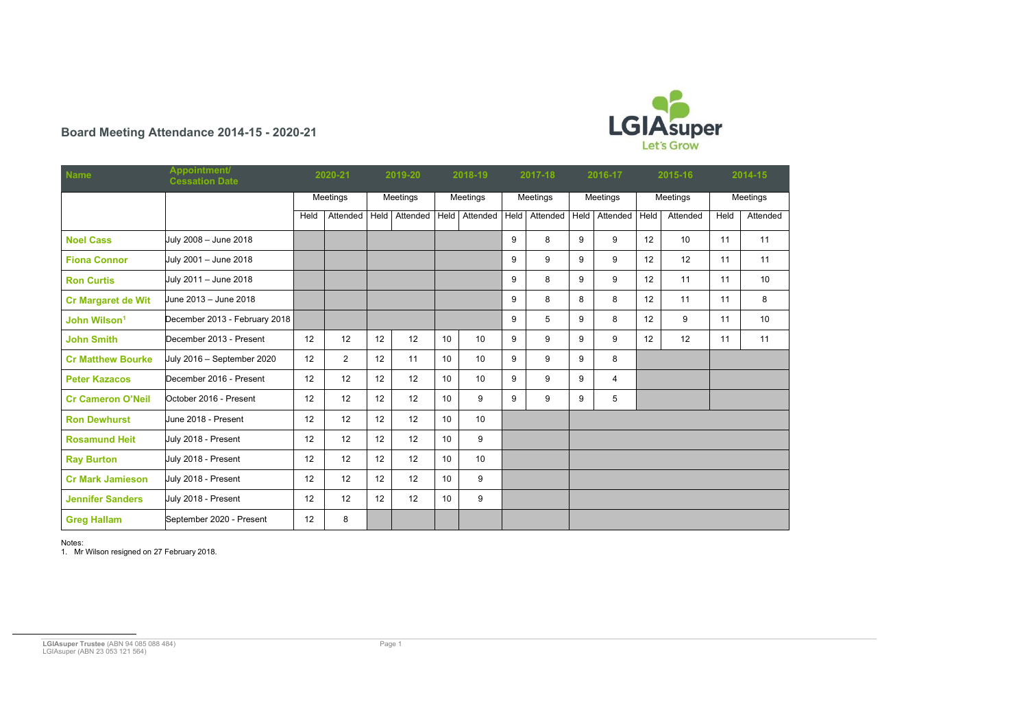## Board Meeting Attendance 2014-15 - 2020-21

| Name | Appointment/ Cessation Date | 2020-21 | | 2019-20 | | 2018-19 | | 2017-18 | | 2016-17 | | 2015-16 | | 2014-15 | |
|---|---|---|---|---|---|---|---|---|---|---|---|---|---|---|---|
| | | Meetings | | Meetings | | Meetings | | Meetings | | Meetings | | Meetings | | Meetings | |
| | | Held | Attended | Held | Attended | Held | Attended | Held | Attended | Held | Attended | Held | Attended | Held | Attended |
| **Noel Cass** | July 2008 – June 2018 | | | | | | | 9 | 8 | 9 | 9 | 12 | 10 | 11 | 11 |
| **Fiona Connor** | July 2001 – June 2018 | | | | | | | 9 | 9 | 9 | 9 | 12 | 12 | 11 | 11 |
| **Ron Curtis** | July 2011 – June 2018 | | | | | | | 9 | 8 | 9 | 9 | 12 | 11 | 11 | 10 |
| **Cr Margaret de Wit** | June 2013 – June 2018 | | | | | | | 9 | 8 | 8 | 8 | 12 | 11 | 11 | 8 |
| **John Wilson**[1] | December 2013 - February 2018 | | | | | | | 9 | 5 | 9 | 8 | 12 | 9 | 11 | 10 |
| **John Smith** | December 2013 - Present | 12 | 12 | 12 | 12 | 10 | 10 | 9 | 9 | 9 | 9 | 12 | 12 | 11 | 11 |
| **Cr Matthew Bourke** | July 2016 – September 2020 | 12 | 2 | 12 | 11 | 10 | 10 | 9 | 9 | 9 | 8 | | | | |
| **Peter Kazacos** | December 2016 - Present | 12 | 12 | 12 | 12 | 10 | 10 | 9 | 9 | 9 | 4 | | | | |
| **Cr Cameron O'Neil** | October 2016 - Present | 12 | 12 | 12 | 12 | 10 | 9 | 9 | 9 | 9 | 5 | | | | |
| **Ron Dewhurst** | June 2018 - Present | 12 | 12 | 12 | 12 | 10 | 10 | | | | | | | | |
| **Rosamund Heit** | July 2018 - Present | 12 | 12 | 12 | 12 | 10 | 9 | | | | | | | | |
| **Ray Burton** | July 2018 - Present | 12 | 12 | 12 | 12 | 10 | 10 | | | | | | | | |
| **Cr Mark Jamieson** | July 2018 - Present | 12 | 12 | 12 | 12 | 10 | 9 | | | | | | | | |
| **Jennifer Sanders** | July 2018 - Present | 12 | 12 | 12 | 12 | 10 | 9 | | | | | | | | |
| **Greg Hallam** | September 2020 - Present | 12 | 8 | | | | | | | | | | | | |

Notes:
1. Mr Wilson resigned on 27 February 2018.

**LGIAsuper Trustee** (ABN 94 085 088 484)
LGIAsuper (ABN 23 053 121 564)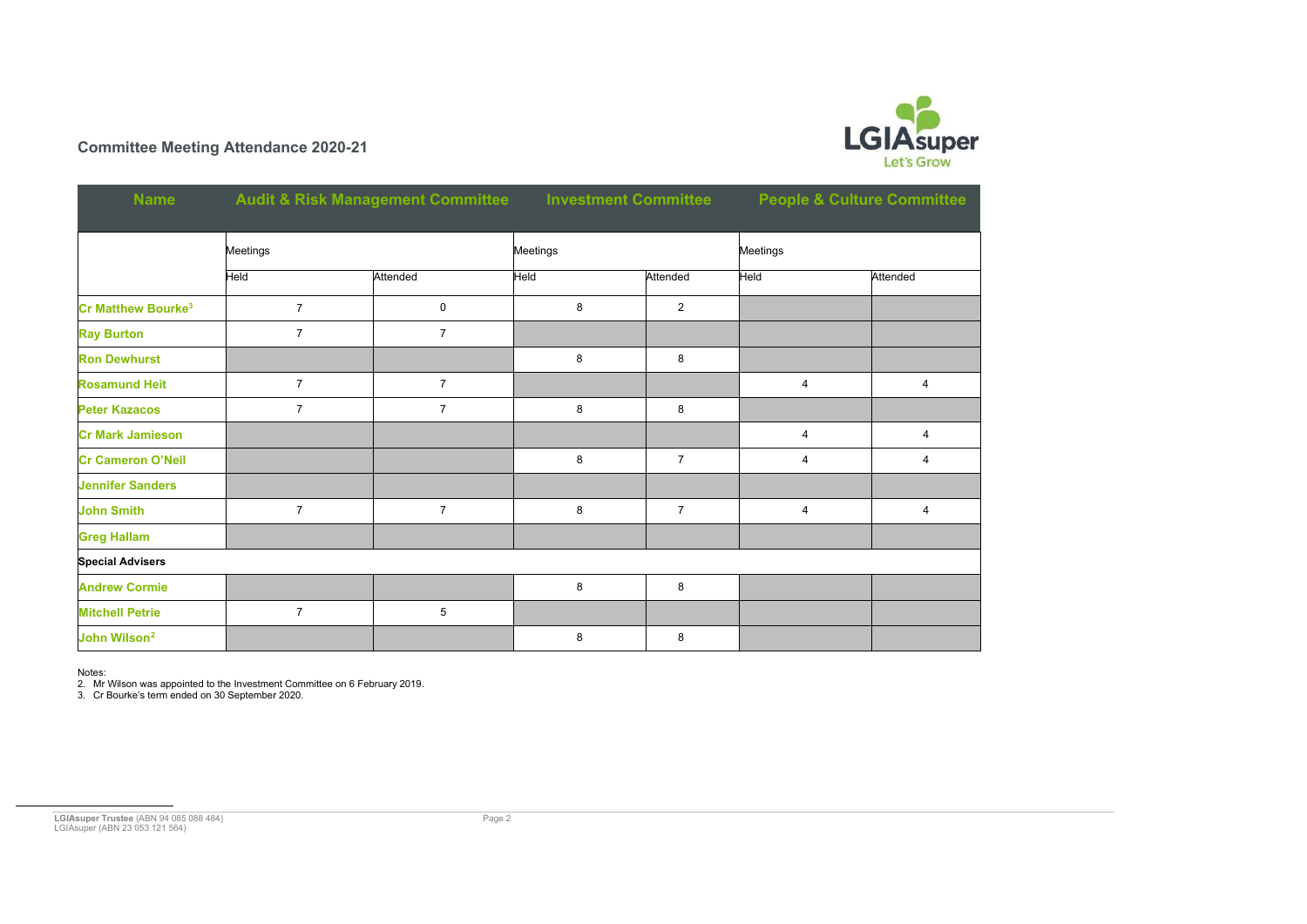## Committee Meeting Attendance 2020-21

| Name | Audit & Risk Management Committee | | Investment Committee | | People & Culture Committee | |
|---|---|---|---|---|---|---|
| | Meetings | | Meetings | | Meetings | |
| | Held | Attended | Held | Attended | Held | Attended |
| Cr Matthew Bourke[3] | 7 | 0 | 8 | 2 | | |
| Ray Burton | 7 | 7 | | | | |
| Ron Dewhurst | | | 8 | 8 | | |
| Rosamund Heit | 7 | 7 | | | 4 | 4 |
| Peter Kazacos | 7 | 7 | 8 | 8 | | |
| Cr Mark Jamieson | | | | | 4 | 4 |
| Cr Cameron O'Neil | | | 8 | 7 | 4 | 4 |
| Jennifer Sanders | | | | | | |
| John Smith | 7 | 7 | 8 | 7 | 4 | 4 |
| Greg Hallam | | | | | | |
| **Special Advisers** | | | | | | |
| Andrew Cormie | | | 8 | 8 | | |
| Mitchell Petrie | 7 | 5 | | | | |
| John Wilson[2] | | | 8 | 8 | | |

Notes:

2. Mr Wilson was appointed to the Investment Committee on 6 February 2019.
3. Cr Bourke's term ended on 30 September 2020.

**LGIAsuper Trustee** (ABN 94 085 088 484)
LGIAsuper (ABN 23 053 121 564)